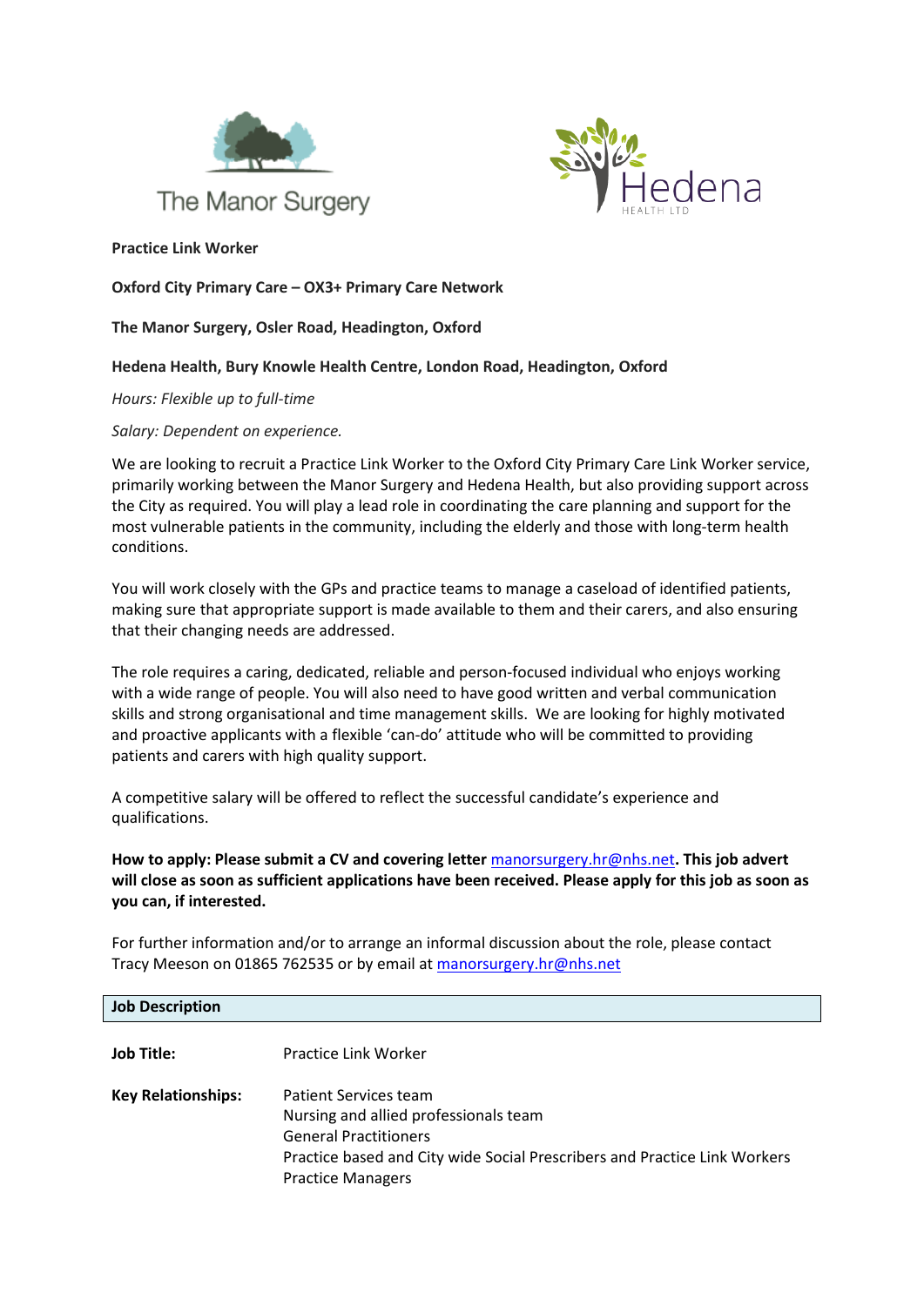The Manor Surgery

Hedena HEALTH LTD

**Practice Link Worker**

**Oxford City Primary Care – OX3+ Primary Care Network**

**The Manor Surgery, Osler Road, Headington, Oxford**

**Hedena Health, Bury Knowle Health Centre, London Road, Headington, Oxford**

*Hours: Flexible up to full-time*

*Salary: Dependent on experience.*

We are looking to recruit a Practice Link Worker to the Oxford City Primary Care Link Worker service, primarily working between the Manor Surgery and Hedena Health, but also providing support across the City as required. You will play a lead role in coordinating the care planning and support for the most vulnerable patients in the community, including the elderly and those with long-term health conditions.

You will work closely with the GPs and practice teams to manage a caseload of identified patients, making sure that appropriate support is made available to them and their carers, and also ensuring that their changing needs are addressed.

The role requires a caring, dedicated, reliable and person-focused individual who enjoys working with a wide range of people. You will also need to have good written and verbal communication skills and strong organisational and time management skills. We are looking for highly motivated and proactive applicants with a flexible 'can-do' attitude who will be committed to providing patients and carers with high quality support.

A competitive salary will be offered to reflect the successful candidate's experience and qualifications.

**How to apply: Please submit a CV and covering letter** manorsurgery.hr@nhs.net**. This job advert will close as soon as sufficient applications have been received. Please apply for this job as soon as you can, if interested.**

For further information and/or to arrange an informal discussion about the role, please contact Tracy Meeson on 01865 762535 or by email at manorsurgery.hr@nhs.net

## Job Description

| | |
|---|---|
| **Job Title:** | Practice Link Worker |
| **Key Relationships:** | Patient Services team<br>Nursing and allied professionals team<br>General Practitioners<br>Practice based and City wide Social Prescribers and Practice Link Workers<br>Practice Managers |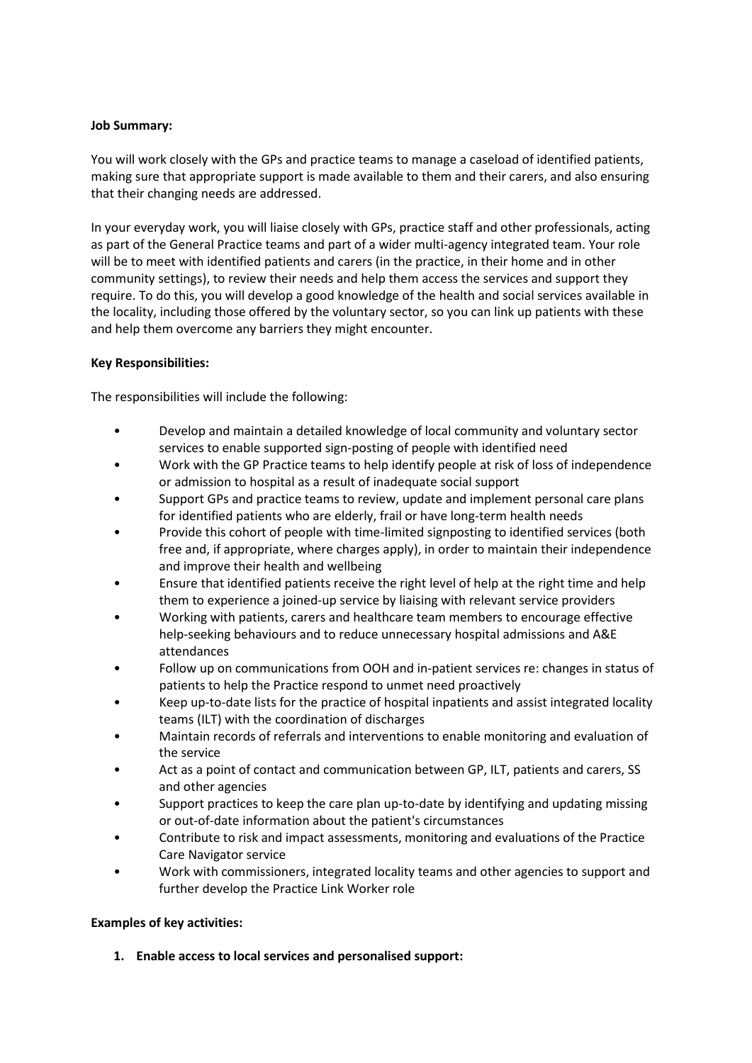**Job Summary:**

You will work closely with the GPs and practice teams to manage a caseload of identified patients, making sure that appropriate support is made available to them and their carers, and also ensuring that their changing needs are addressed.

In your everyday work, you will liaise closely with GPs, practice staff and other professionals, acting as part of the General Practice teams and part of a wider multi-agency integrated team. Your role will be to meet with identified patients and carers (in the practice, in their home and in other community settings), to review their needs and help them access the services and support they require. To do this, you will develop a good knowledge of the health and social services available in the locality, including those offered by the voluntary sector, so you can link up patients with these and help them overcome any barriers they might encounter.

**Key Responsibilities:**

The responsibilities will include the following:

- Develop and maintain a detailed knowledge of local community and voluntary sector services to enable supported sign-posting of people with identified need
- Work with the GP Practice teams to help identify people at risk of loss of independence or admission to hospital as a result of inadequate social support
- Support GPs and practice teams to review, update and implement personal care plans for identified patients who are elderly, frail or have long-term health needs
- Provide this cohort of people with time-limited signposting to identified services (both free and, if appropriate, where charges apply), in order to maintain their independence and improve their health and wellbeing
- Ensure that identified patients receive the right level of help at the right time and help them to experience a joined-up service by liaising with relevant service providers
- Working with patients, carers and healthcare team members to encourage effective help-seeking behaviours and to reduce unnecessary hospital admissions and A&E attendances
- Follow up on communications from OOH and in-patient services re: changes in status of patients to help the Practice respond to unmet need proactively
- Keep up-to-date lists for the practice of hospital inpatients and assist integrated locality teams (ILT) with the coordination of discharges
- Maintain records of referrals and interventions to enable monitoring and evaluation of the service
- Act as a point of contact and communication between GP, ILT, patients and carers, SS and other agencies
- Support practices to keep the care plan up-to-date by identifying and updating missing or out-of-date information about the patient's circumstances
- Contribute to risk and impact assessments, monitoring and evaluations of the Practice Care Navigator service
- Work with commissioners, integrated locality teams and other agencies to support and further develop the Practice Link Worker role

**Examples of key activities:**

1. **Enable access to local services and personalised support:**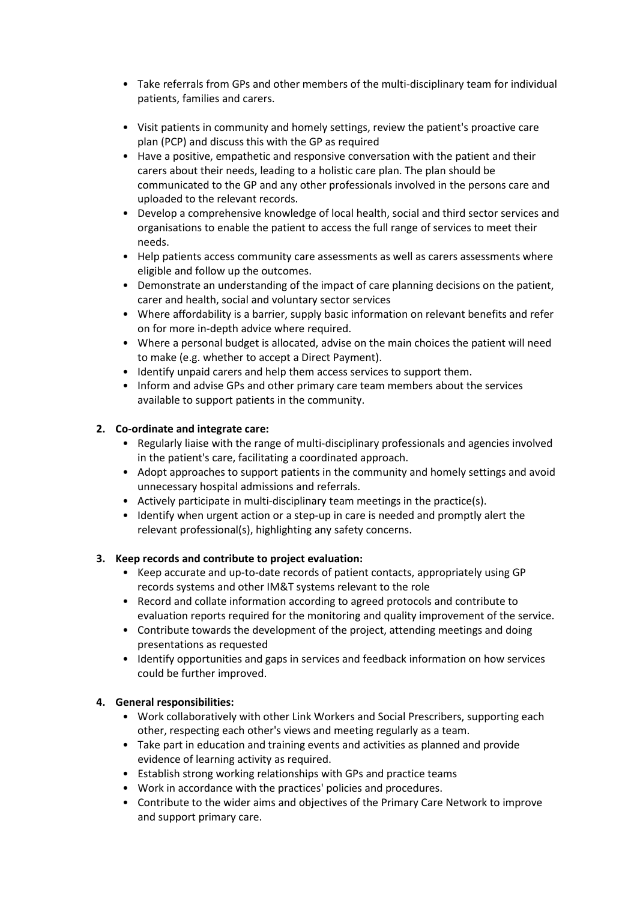- Take referrals from GPs and other members of the multi-disciplinary team for individual patients, families and carers.
- Visit patients in community and homely settings, review the patient's proactive care plan (PCP) and discuss this with the GP as required
- Have a positive, empathetic and responsive conversation with the patient and their carers about their needs, leading to a holistic care plan. The plan should be communicated to the GP and any other professionals involved in the persons care and uploaded to the relevant records.
- Develop a comprehensive knowledge of local health, social and third sector services and organisations to enable the patient to access the full range of services to meet their needs.
- Help patients access community care assessments as well as carers assessments where eligible and follow up the outcomes.
- Demonstrate an understanding of the impact of care planning decisions on the patient, carer and health, social and voluntary sector services
- Where affordability is a barrier, supply basic information on relevant benefits and refer on for more in-depth advice where required.
- Where a personal budget is allocated, advise on the main choices the patient will need to make (e.g. whether to accept a Direct Payment).
- Identify unpaid carers and help them access services to support them.
- Inform and advise GPs and other primary care team members about the services available to support patients in the community.

**2. Co-ordinate and integrate care:**

- Regularly liaise with the range of multi-disciplinary professionals and agencies involved in the patient's care, facilitating a coordinated approach.
- Adopt approaches to support patients in the community and homely settings and avoid unnecessary hospital admissions and referrals.
- Actively participate in multi-disciplinary team meetings in the practice(s).
- Identify when urgent action or a step-up in care is needed and promptly alert the relevant professional(s), highlighting any safety concerns.

**3. Keep records and contribute to project evaluation:**

- Keep accurate and up-to-date records of patient contacts, appropriately using GP records systems and other IM&T systems relevant to the role
- Record and collate information according to agreed protocols and contribute to evaluation reports required for the monitoring and quality improvement of the service.
- Contribute towards the development of the project, attending meetings and doing presentations as requested
- Identify opportunities and gaps in services and feedback information on how services could be further improved.

**4. General responsibilities:**

- Work collaboratively with other Link Workers and Social Prescribers, supporting each other, respecting each other's views and meeting regularly as a team.
- Take part in education and training events and activities as planned and provide evidence of learning activity as required.
- Establish strong working relationships with GPs and practice teams
- Work in accordance with the practices' policies and procedures.
- Contribute to the wider aims and objectives of the Primary Care Network to improve and support primary care.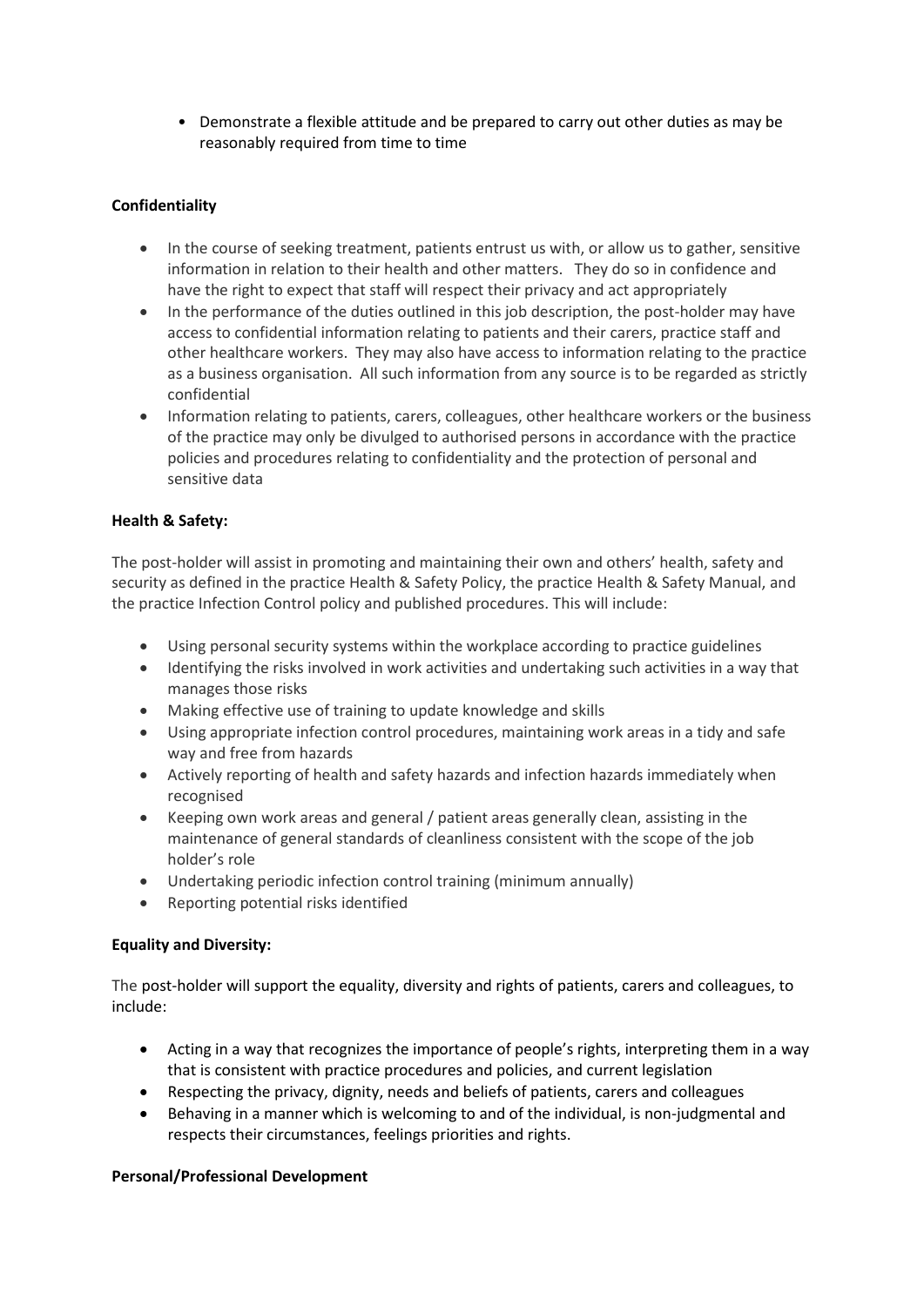- Demonstrate a flexible attitude and be prepared to carry out other duties as may be reasonably required from time to time

**Confidentiality**

- In the course of seeking treatment, patients entrust us with, or allow us to gather, sensitive information in relation to their health and other matters. They do so in confidence and have the right to expect that staff will respect their privacy and act appropriately
- In the performance of the duties outlined in this job description, the post-holder may have access to confidential information relating to patients and their carers, practice staff and other healthcare workers. They may also have access to information relating to the practice as a business organisation. All such information from any source is to be regarded as strictly confidential
- Information relating to patients, carers, colleagues, other healthcare workers or the business of the practice may only be divulged to authorised persons in accordance with the practice policies and procedures relating to confidentiality and the protection of personal and sensitive data

**Health & Safety:**

The post-holder will assist in promoting and maintaining their own and others' health, safety and security as defined in the practice Health & Safety Policy, the practice Health & Safety Manual, and the practice Infection Control policy and published procedures. This will include:

- Using personal security systems within the workplace according to practice guidelines
- Identifying the risks involved in work activities and undertaking such activities in a way that manages those risks
- Making effective use of training to update knowledge and skills
- Using appropriate infection control procedures, maintaining work areas in a tidy and safe way and free from hazards
- Actively reporting of health and safety hazards and infection hazards immediately when recognised
- Keeping own work areas and general / patient areas generally clean, assisting in the maintenance of general standards of cleanliness consistent with the scope of the job holder's role
- Undertaking periodic infection control training (minimum annually)
- Reporting potential risks identified

**Equality and Diversity:**

The post-holder will support the equality, diversity and rights of patients, carers and colleagues, to include:

- Acting in a way that recognizes the importance of people's rights, interpreting them in a way that is consistent with practice procedures and policies, and current legislation
- Respecting the privacy, dignity, needs and beliefs of patients, carers and colleagues
- Behaving in a manner which is welcoming to and of the individual, is non-judgmental and respects their circumstances, feelings priorities and rights.

**Personal/Professional Development**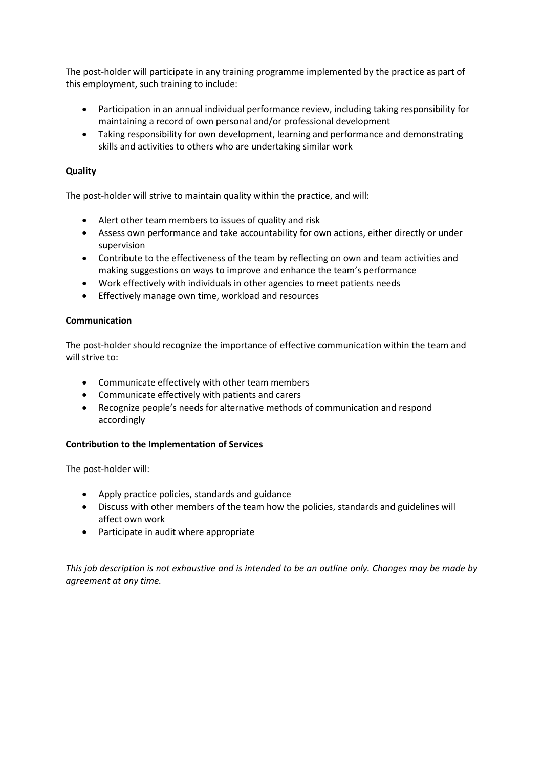The post-holder will participate in any training programme implemented by the practice as part of this employment, such training to include:

- Participation in an annual individual performance review, including taking responsibility for maintaining a record of own personal and/or professional development
- Taking responsibility for own development, learning and performance and demonstrating skills and activities to others who are undertaking similar work

**Quality**

The post-holder will strive to maintain quality within the practice, and will:

- Alert other team members to issues of quality and risk
- Assess own performance and take accountability for own actions, either directly or under supervision
- Contribute to the effectiveness of the team by reflecting on own and team activities and making suggestions on ways to improve and enhance the team's performance
- Work effectively with individuals in other agencies to meet patients needs
- Effectively manage own time, workload and resources

**Communication**

The post-holder should recognize the importance of effective communication within the team and will strive to:

- Communicate effectively with other team members
- Communicate effectively with patients and carers
- Recognize people's needs for alternative methods of communication and respond accordingly

**Contribution to the Implementation of Services**

The post-holder will:

- Apply practice policies, standards and guidance
- Discuss with other members of the team how the policies, standards and guidelines will affect own work
- Participate in audit where appropriate

*This job description is not exhaustive and is intended to be an outline only. Changes may be made by agreement at any time.*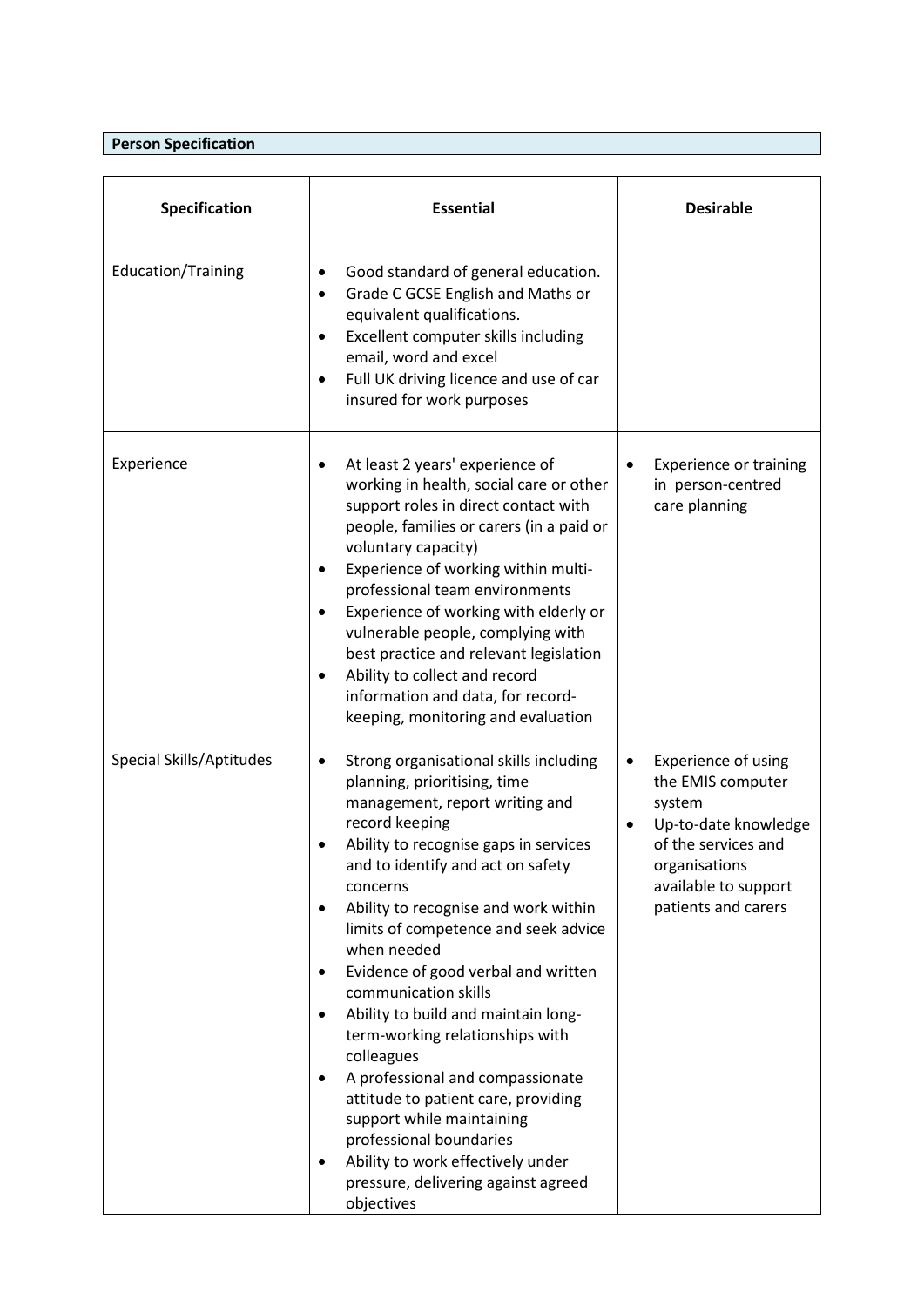**Person Specification**

| Specification | Essential | Desirable |
|---|---|---|
| Education/Training | • Good standard of general education.<br>• Grade C GCSE English and Maths or equivalent qualifications.<br>• Excellent computer skills including email, word and excel<br>• Full UK driving licence and use of car insured for work purposes | |
| Experience | • At least 2 years' experience of working in health, social care or other support roles in direct contact with people, families or carers (in a paid or voluntary capacity)<br>• Experience of working within multi-professional team environments<br>• Experience of working with elderly or vulnerable people, complying with best practice and relevant legislation<br>• Ability to collect and record information and data, for record-keeping, monitoring and evaluation | • Experience or training in person-centred care planning |
| Special Skills/Aptitudes | • Strong organisational skills including planning, prioritising, time management, report writing and record keeping<br>• Ability to recognise gaps in services and to identify and act on safety concerns<br>• Ability to recognise and work within limits of competence and seek advice when needed<br>• Evidence of good verbal and written communication skills<br>• Ability to build and maintain long-term-working relationships with colleagues<br>• A professional and compassionate attitude to patient care, providing support while maintaining professional boundaries<br>• Ability to work effectively under pressure, delivering against agreed objectives | • Experience of using the EMIS computer system<br>• Up-to-date knowledge of the services and organisations available to support patients and carers |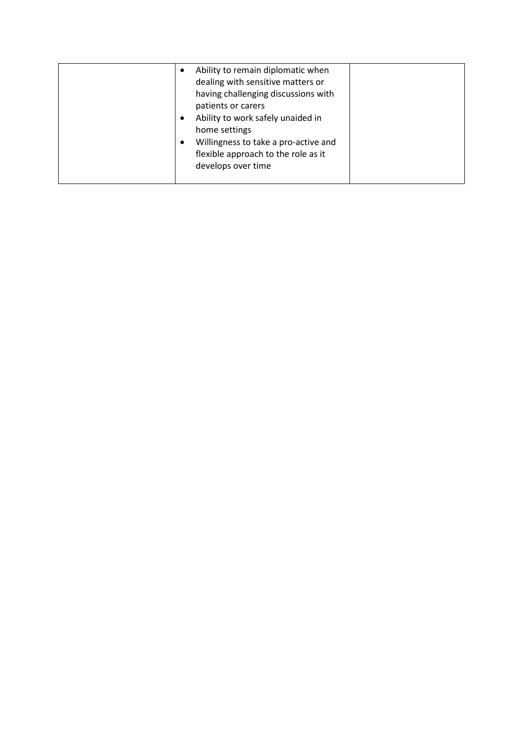| | | |
|---|---|---|
| | • Ability to remain diplomatic when dealing with sensitive matters or having challenging discussions with patients or carers<br>• Ability to work safely unaided in home settings<br>• Willingness to take a pro-active and flexible approach to the role as it develops over time | |